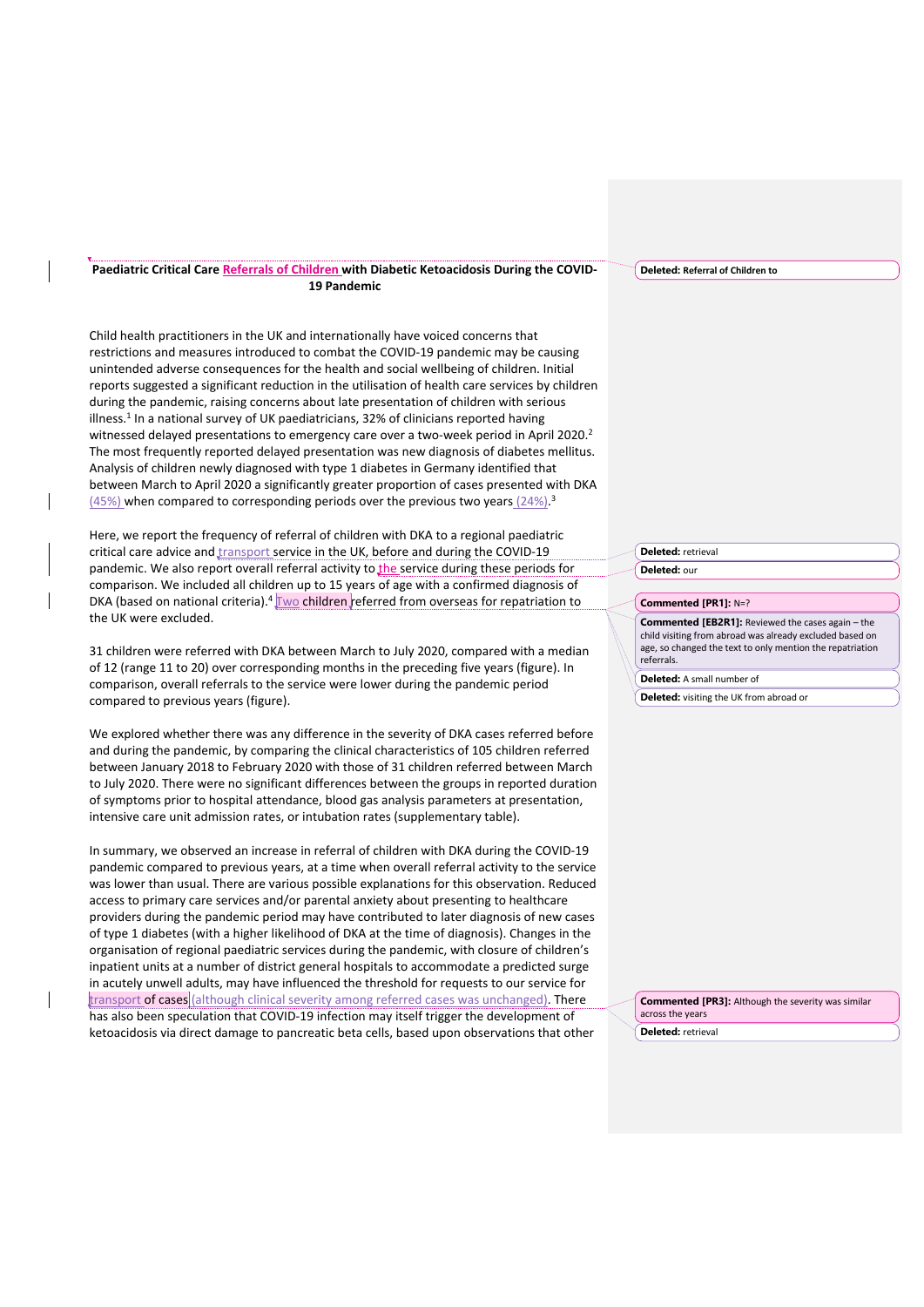**Paediatric Critical Care Referrals of Children with Diabetic Ketoacidosis During the COVID-19 Pandemic**

Child health practitioners in the UK and internationally have voiced concerns that restrictions and measures introduced to combat the COVID-19 pandemic may be causing unintended adverse consequences for the health and social wellbeing of children. Initial reports suggested a significant reduction in the utilisation of health care services by children during the pandemic, raising concerns about late presentation of children with serious illness.[1] In a national survey of UK paediatricians, 32% of clinicians reported having witnessed delayed presentations to emergency care over a two-week period in April 2020.[2] The most frequently reported delayed presentation was new diagnosis of diabetes mellitus. Analysis of children newly diagnosed with type 1 diabetes in Germany identified that between March to April 2020 a significantly greater proportion of cases presented with DKA (45%) when compared to corresponding periods over the previous two years (24%).[3]

Here, we report the frequency of referral of children with DKA to a regional paediatric critical care advice and transport service in the UK, before and during the COVID-19 pandemic. We also report overall referral activity to the service during these periods for comparison. We included all children up to 15 years of age with a confirmed diagnosis of DKA (based on national criteria).[4] Two children referred from overseas for repatriation to the UK were excluded.

31 children were referred with DKA between March to July 2020, compared with a median of 12 (range 11 to 20) over corresponding months in the preceding five years (figure). In comparison, overall referrals to the service were lower during the pandemic period compared to previous years (figure).

We explored whether there was any difference in the severity of DKA cases referred before and during the pandemic, by comparing the clinical characteristics of 105 children referred between January 2018 to February 2020 with those of 31 children referred between March to July 2020. There were no significant differences between the groups in reported duration of symptoms prior to hospital attendance, blood gas analysis parameters at presentation, intensive care unit admission rates, or intubation rates (supplementary table).

In summary, we observed an increase in referral of children with DKA during the COVID-19 pandemic compared to previous years, at a time when overall referral activity to the service was lower than usual. There are various possible explanations for this observation. Reduced access to primary care services and/or parental anxiety about presenting to healthcare providers during the pandemic period may have contributed to later diagnosis of new cases of type 1 diabetes (with a higher likelihood of DKA at the time of diagnosis). Changes in the organisation of regional paediatric services during the pandemic, with closure of children's inpatient units at a number of district general hospitals to accommodate a predicted surge in acutely unwell adults, may have influenced the threshold for requests to our service for transport of cases (although clinical severity among referred cases was unchanged). There has also been speculation that COVID-19 infection may itself trigger the development of ketoacidosis via direct damage to pancreatic beta cells, based upon observations that other

Deleted: Referral of Children to

Deleted: retrieval

Deleted: our

Commented [PR1]: N=?

Commented [EB2R1]: Reviewed the cases again – the child visiting from abroad was already excluded based on age, so changed the text to only mention the repatriation referrals.

Deleted: A small number of

Deleted: visiting the UK from abroad or

Commented [PR3]: Although the severity was similar across the years

Deleted: retrieval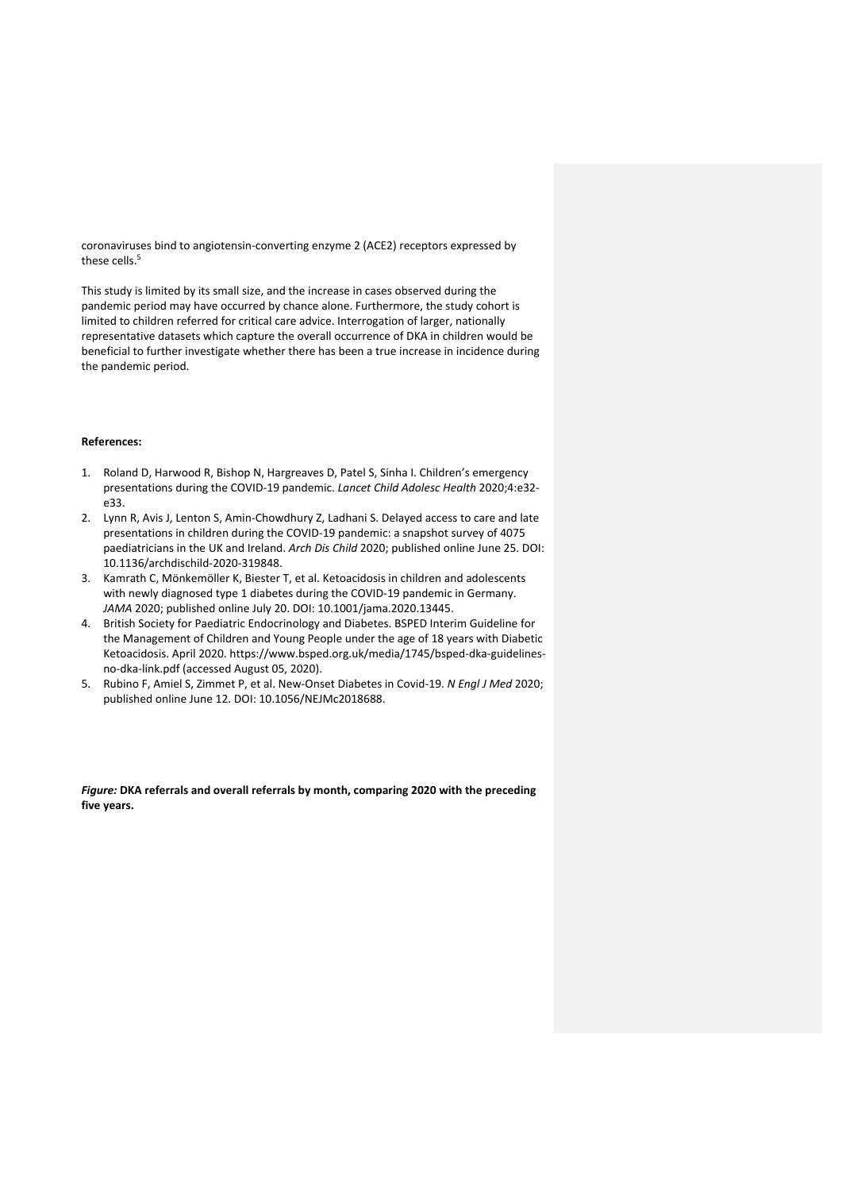coronaviruses bind to angiotensin-converting enzyme 2 (ACE2) receptors expressed by these cells.[5]

This study is limited by its small size, and the increase in cases observed during the pandemic period may have occurred by chance alone. Furthermore, the study cohort is limited to children referred for critical care advice. Interrogation of larger, nationally representative datasets which capture the overall occurrence of DKA in children would be beneficial to further investigate whether there has been a true increase in incidence during the pandemic period.

**References:**

1. Roland D, Harwood R, Bishop N, Hargreaves D, Patel S, Sinha I. Children's emergency presentations during the COVID-19 pandemic. *Lancet Child Adolesc Health* 2020;4:e32-e33.
2. Lynn R, Avis J, Lenton S, Amin-Chowdhury Z, Ladhani S. Delayed access to care and late presentations in children during the COVID-19 pandemic: a snapshot survey of 4075 paediatricians in the UK and Ireland. *Arch Dis Child* 2020; published online June 25. DOI: 10.1136/archdischild-2020-319848.
3. Kamrath C, Mönkemöller K, Biester T, et al. Ketoacidosis in children and adolescents with newly diagnosed type 1 diabetes during the COVID-19 pandemic in Germany. *JAMA* 2020; published online July 20. DOI: 10.1001/jama.2020.13445.
4. British Society for Paediatric Endocrinology and Diabetes. BSPED Interim Guideline for the Management of Children and Young People under the age of 18 years with Diabetic Ketoacidosis. April 2020. https://www.bsped.org.uk/media/1745/bsped-dka-guidelines-no-dka-link.pdf (accessed August 05, 2020).
5. Rubino F, Amiel S, Zimmet P, et al. New-Onset Diabetes in Covid-19. *N Engl J Med* 2020; published online June 12. DOI: 10.1056/NEJMc2018688.

***Figure:*** **DKA referrals and overall referrals by month, comparing 2020 with the preceding five years.**